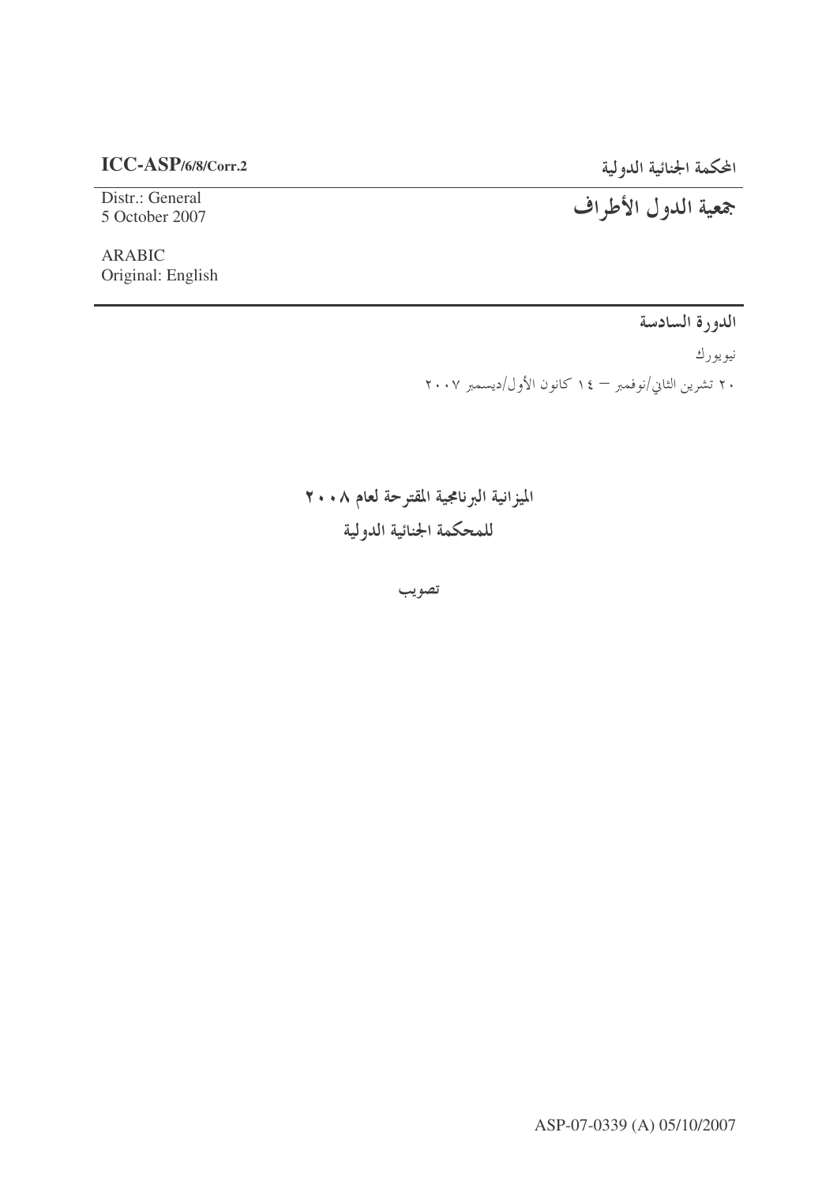**ICC-ASP/6/8/Corr.2**

Distr.: General
5 October 2007

ARABIC
Original: English

**المحكمة الجنائية الدولية**

# جمعية الدول الأطراف

**الدورة السادسة**

نيويورك

٢٠ تشرين الثاني/نوفمبر – ١٤ كانون الأول/ديسمبر ٢٠٠٧

## الميزانية البرنامجية المقترحة لعام ٢٠٠٨ للمحكمة الجنائية الدولية

**تصويب**

ASP-07-0339 (A) 05/10/2007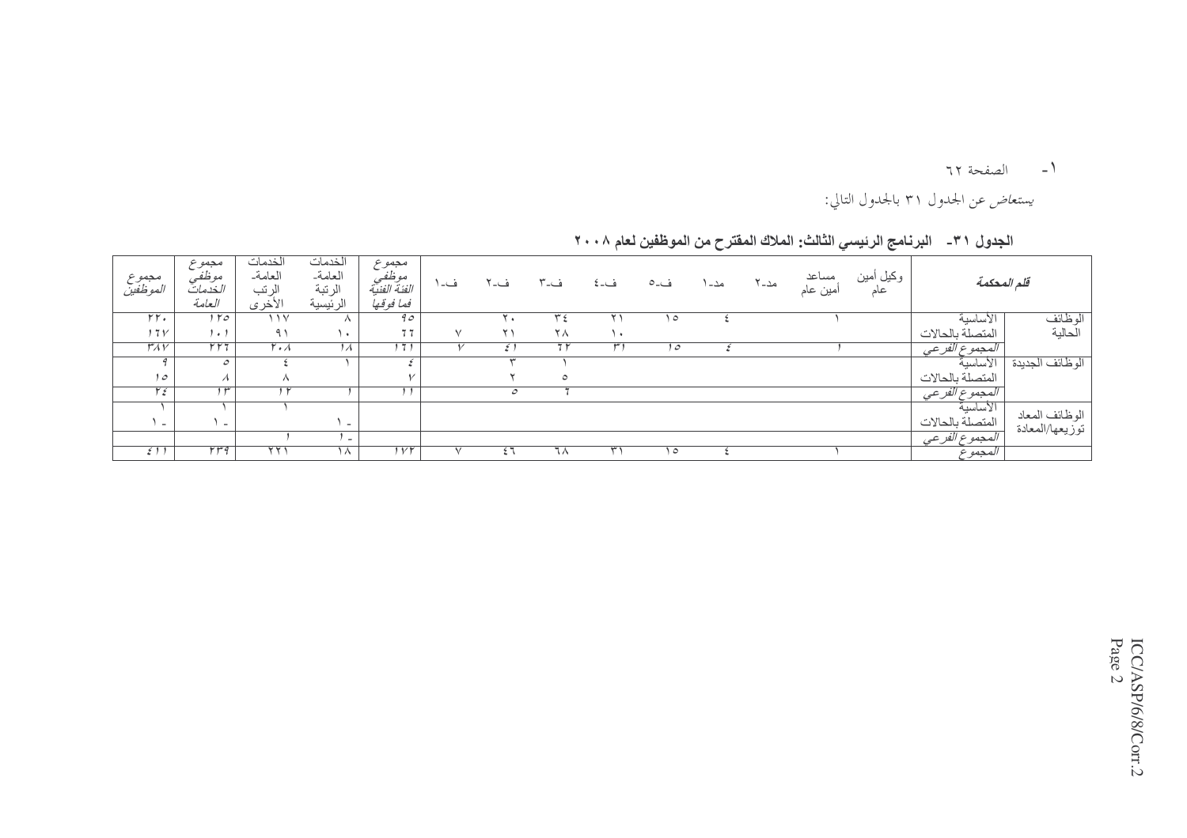١- الصفحة ٦٢

*يستعاض* عن الجدول ٣١ بالجدول التالي:

**الجدول ٣١- البرنامج الرئيسي الثالث: الملاك المقترح من الموظفين لعام ٢٠٠٨**

| *قلم المحكمة* | | وكيل أمين عام | مساعد أمين عام | مد-٢ | مد-١ | ف-٥ | ف-٤ | ف-٣ | ف-٢ | ف-١ | *مجموع موظفي الفئة الفنية فما فوقها* | الخدمات العامة- الرتبة الرئيسية | الخدمات العامة- الرتب الأخرى | *مجموع موظفي الخدمات العامة* | *مجموع الموظفين* |
|---|---|---|---|---|---|---|---|---|---|---|---|---|---|---|---|
| الوظائف الحالية | الأساسية | | ١ | | ٤ | ١٥ | ٢١ | ٣٤ | ٢٠ | | *٩٥* | ٨ | ١١٧ | *١٢٥* | ٢٢٠ |
| | المتصلة بالحالات | | | | | | ١٠ | ٢٨ | ٢١ | ٧ | *٦٦* | ١٠ | ٩١ | *١٠١* | *١٦٧* |
| | *المجموع الفرعي* | | *١* | | *٤* | *١٥* | *٣١* | *٦٢* | *٤١* | *٧* | *١٦١* | *١٨* | *٢٠٨* | *٢٢٦* | *٣٨٧* |
| الوظائف الجديدة | الأساسية | | | | | | | ١ | ٣ | | *٤* | ١ | ٤ | *٥* | *٩* |
| | المتصلة بالحالات | | | | | | | ٥ | ٢ | | *٧* | | ٨ | *٨* | *١٥* |
| | *المجموع الفرعي* | | | | | | | *٦* | *٥* | | *١١* | *١* | *١٢* | *١٣* | *٢٤* |
| الوظائف المعاد توزيعها/المعادة | الأساسية | | | | | | | | | | | | ١ | ١ | ١ |
| | المتصلة بالحالات | | | | | | | | | | | -١ | | -١ | -١ |
| | *المجموع الفرعي* | | | | | | | | | | | *-١* | *١* | | |
| | *المجموع* | | ١ | | ٤ | ١٥ | ٣١ | ٦٨ | ٤٦ | ٧ | *١٧٢* | ١٨ | ٢٢١ | *٢٣٩* | *٤١١* |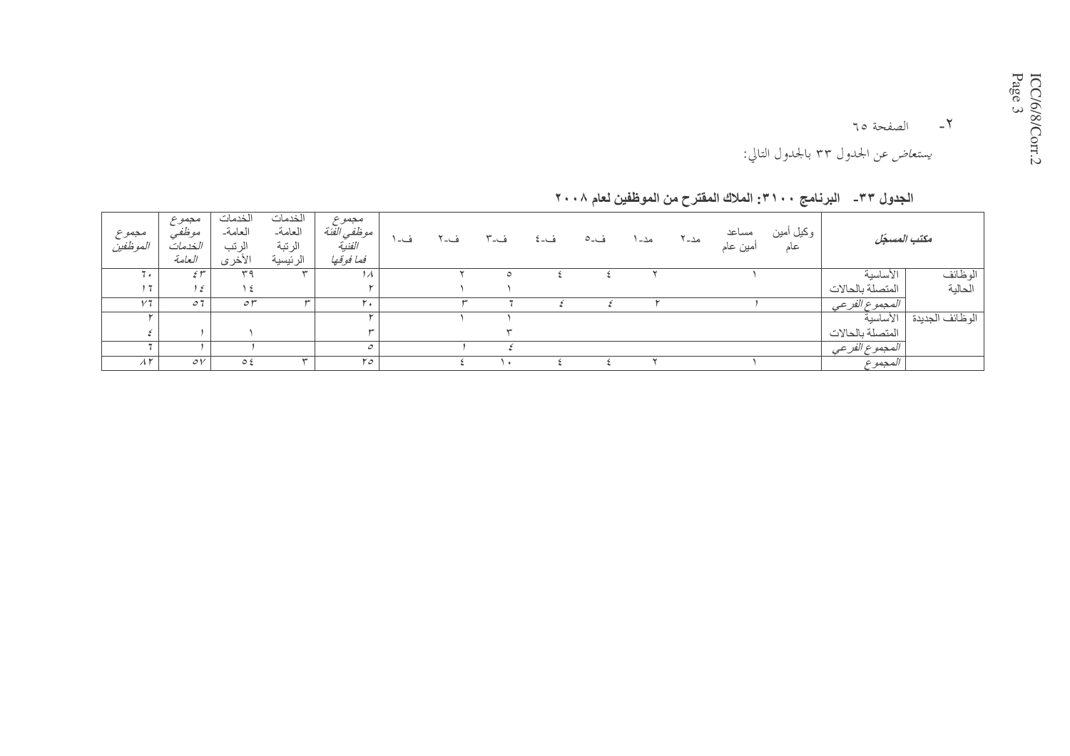٢- الصفحة ٦٥

*يستعاض* عن الجدول ٣٣ بالجدول التالي:

**الجدول ٣٣- البرنامج ٣١٠٠: الملاك المقترح من الموظفين لعام ٢٠٠٨**

| *مكتب المسجّل* | | وكيل أمين عام | مساعد أمين عام | مد-٢ | مد-١ | ف-٥ | ف-٤ | ف-٣ | ف-٢ | ف-١ | *مجموع موظفي الفئة الفنية فما فوقها* | الخدمات العامة- الرتبة الرئيسية | الخدمات العامة- الرتب الأخرى | *مجموع موظفي الخدمات العامة* | *مجموع الموظفين* |
|---|---|---|---|---|---|---|---|---|---|---|---|---|---|---|---|
| الوظائف الحالية | الأساسية | | ١ | | ٢ | ٤ | ٤ | ٥ | ٢ | | *١٨* | ٣ | ٣٩ | *٤٢* | ٦٠ |
| | المتصلة بالحالات | | | | | | | ١ | ١ | | ٢ | | ١٤ | *١٤* | ١٦ |
| | *المجموع الفرعي* | | *١* | | *٢* | *٤* | *٤* | *٦* | *٣* | | *٢٠* | *٣* | *٥٣* | *٥٦* | *٧٦* |
| الوظائف الجديدة | الأساسية | | | | | | | ١ | ١ | | ٢ | | | | ٢ |
| | المتصلة بالحالات | | | | | | | ٣ | | | ٣ | | ١ | ١ | ٤ |
| | *المجموع الفرعي* | | | | | | | *٤* | *١* | | *٥* | | *١* | *١* | *٦* |
| | *المجموع* | | ١ | | ٢ | ٤ | ٤ | ١٠ | ٤ | | ٢٥ | ٣ | ٥٤ | *٥٧* | *٨٢* |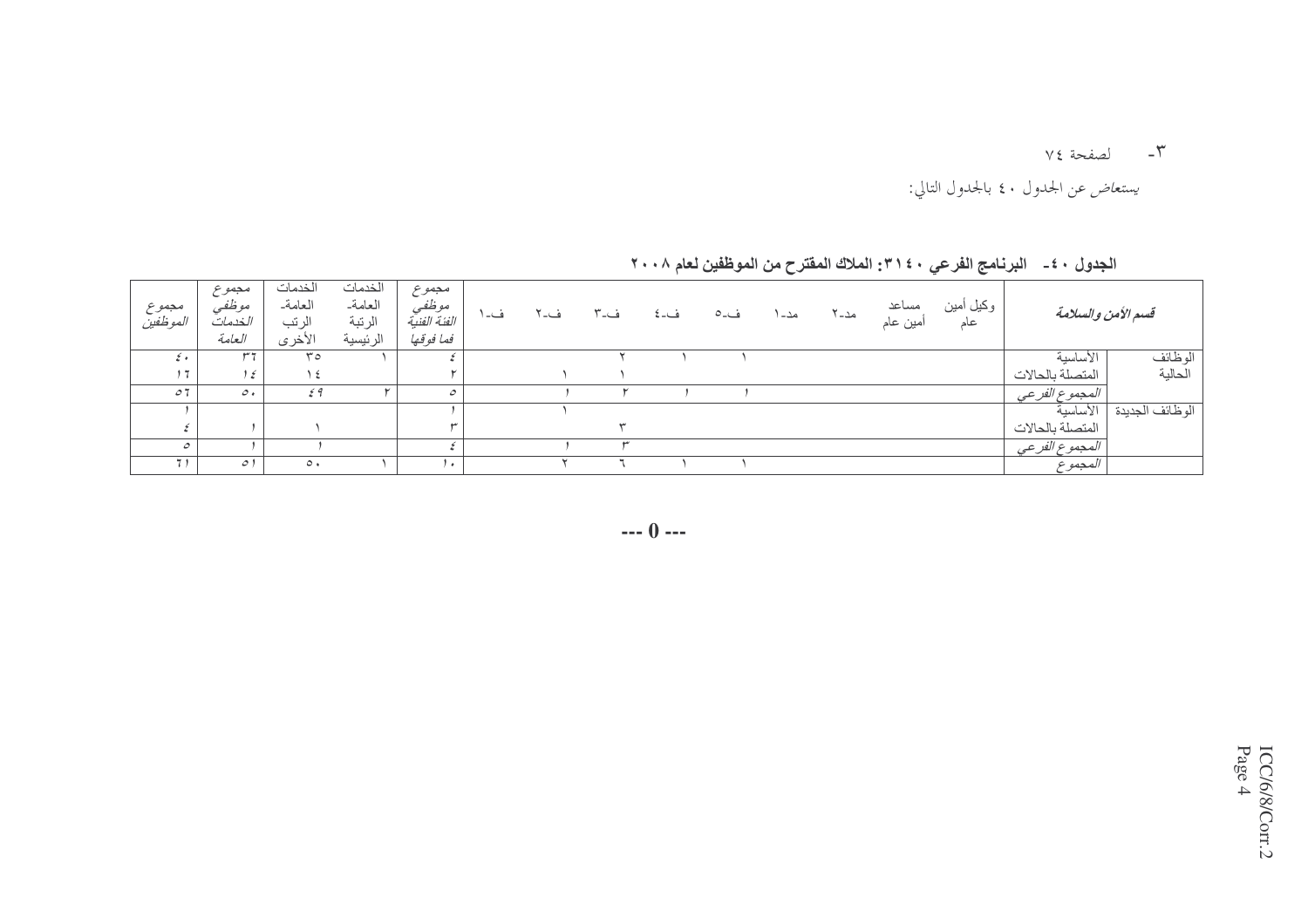٣- لصفحة ٧٤

*يستعاض* عن الجدول ٤٠ بالجدول التالي:

**الجدول ٤٠- البرنامج الفرعي ٣١٤٠: الملاك المقترح من الموظفين لعام ٢٠٠٨**

| *قسم الأمن والسلامة* | | وكيل أمين عام | مساعد أمين عام | مد-٢ | مد-١ | ف-٥ | ف-٤ | ف-٣ | ف-٢ | ف-١ | *مجموع موظفي الفئة الفنية فما فوقها* | الخدمات العامة- الرتبة الرئيسية | الخدمات العامة- الرتب الأخرى | *مجموع موظفي الخدمات العامة* | *مجموع الموظفين* |
|---|---|---|---|---|---|---|---|---|---|---|---|---|---|---|---|
| الوظائف الحالية | الأساسية | | | | | ١ | ١ | ٢ | | | *٤* | ١ | ٣٥ | ٣٦ | *٤٠* |
| | المتصلة بالحالات | | | | | | | ١ | ١ | | *٢* | | ١٤ | *١٤* | *١٦* |
| | *المجموع الفرعي* | | | | | *١* | *١* | *٢* | *١* | | *٥* | *٢* | *٤٩* | *٥٠* | *٥٦* |
| الوظائف الجديدة | الأساسية | | | | | | | | ١ | | *١* | | | | *١* |
| | المتصلة بالحالات | | | | | | | ٣ | | | *٣* | | ١ | *١* | *٤* |
| | *المجموع الفرعي* | | | | | | | *٣* | *١* | | *٤* | | *١* | *١* | *٥* |
| | *المجموع* | | | | | ١ | ١ | ٦ | ٢ | | *١٠* | ١ | ٥٠ | *٥١* | *٦١* |

--- 0 ---